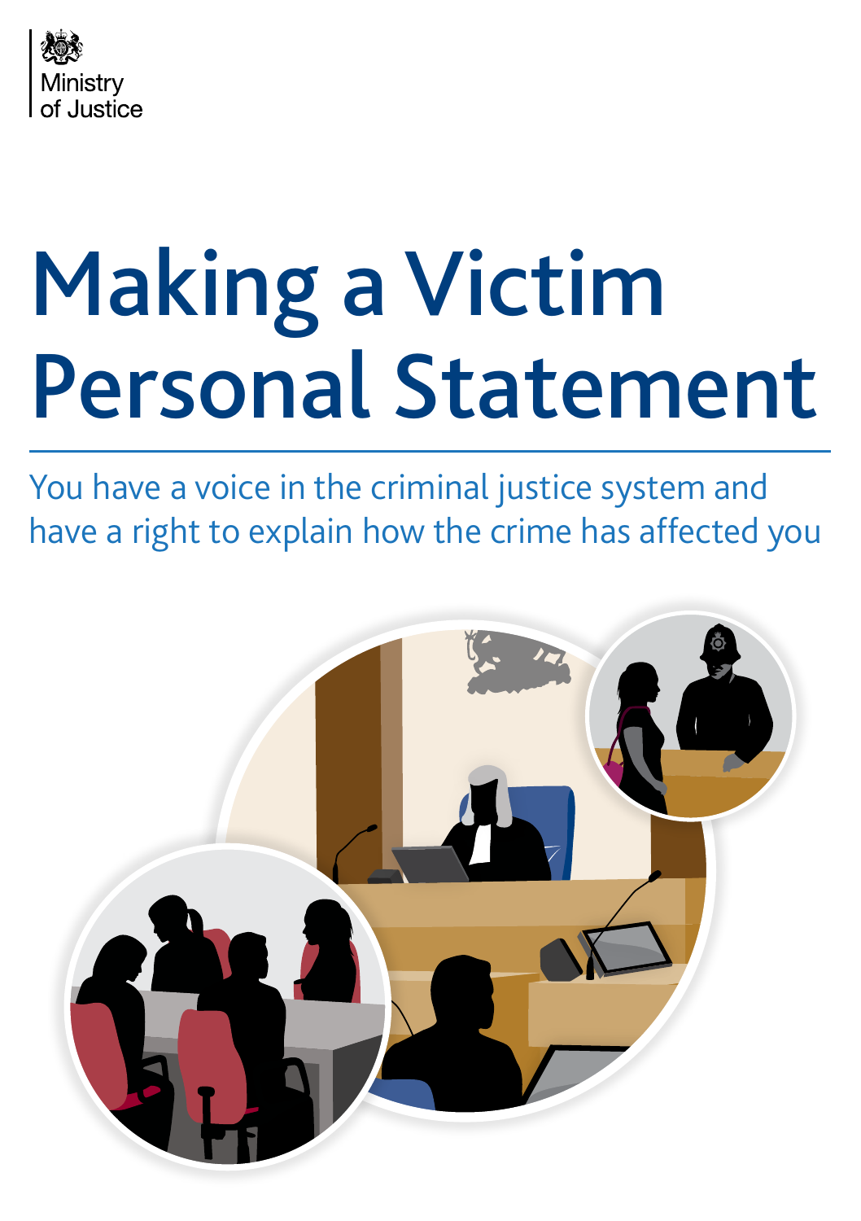Ministry of Justice

# Making a Victim Personal Statement

You have a voice in the criminal justice system and have a right to explain how the crime has affected you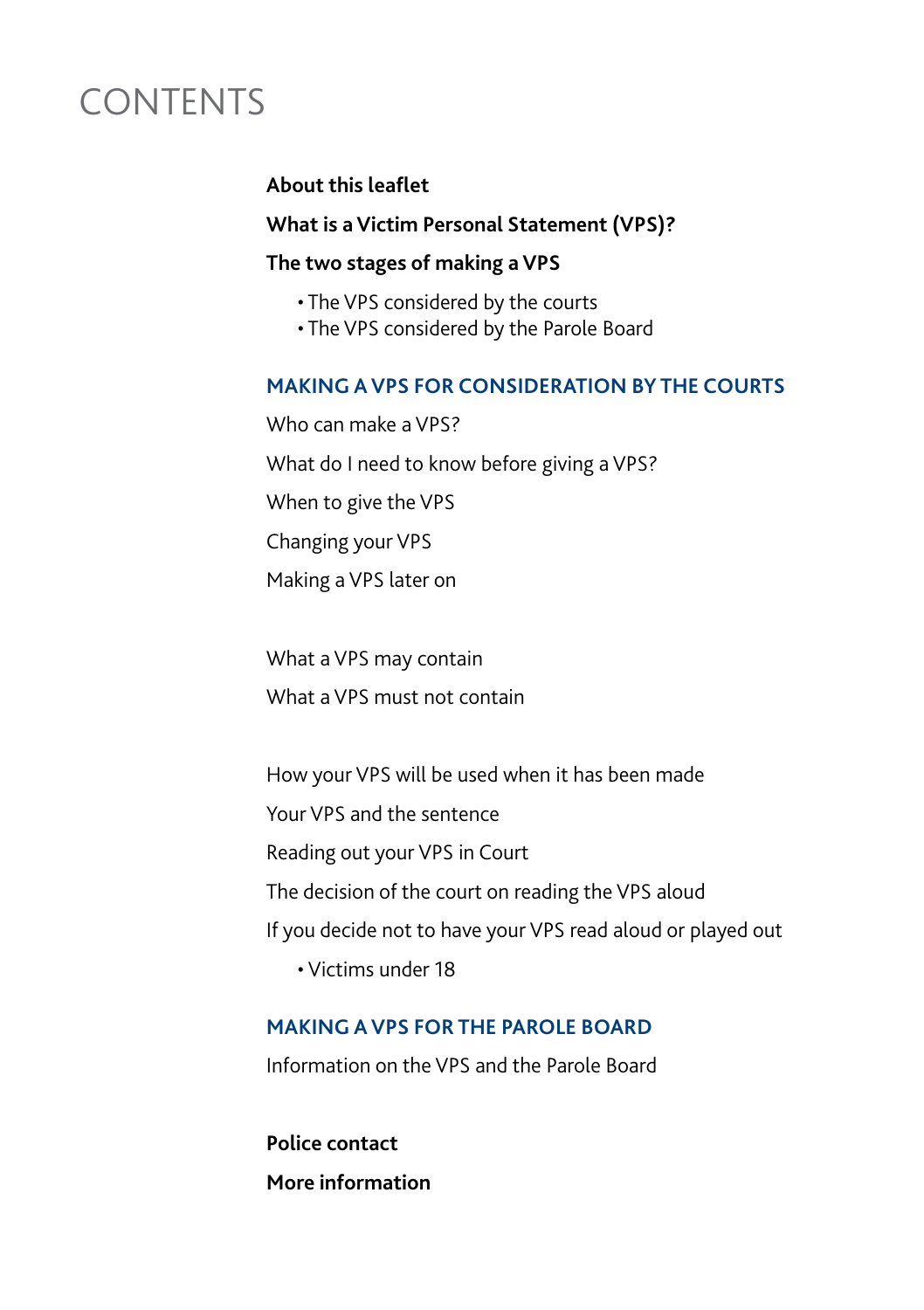# CONTENTS

**About this leaflet**

**What is a Victim Personal Statement (VPS)?**

**The two stages of making a VPS**

- The VPS considered by the courts
- The VPS considered by the Parole Board

## MAKING A VPS FOR CONSIDERATION BY THE COURTS

Who can make a VPS?

What do I need to know before giving a VPS?

When to give the VPS

Changing your VPS

Making a VPS later on

What a VPS may contain

What a VPS must not contain

How your VPS will be used when it has been made

Your VPS and the sentence

Reading out your VPS in Court

The decision of the court on reading the VPS aloud

If you decide not to have your VPS read aloud or played out

- Victims under 18

## MAKING A VPS FOR THE PAROLE BOARD

Information on the VPS and the Parole Board

**Police contact**

**More information**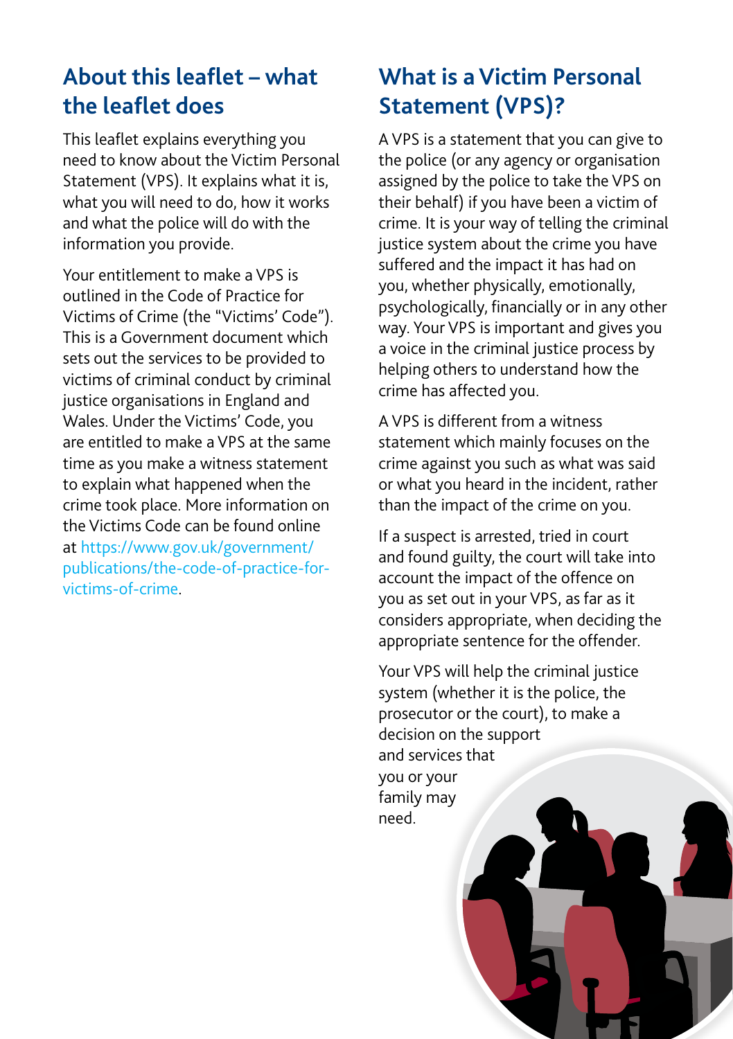## About this leaflet – what the leaflet does

This leaflet explains everything you need to know about the Victim Personal Statement (VPS). It explains what it is, what you will need to do, how it works and what the police will do with the information you provide.

Your entitlement to make a VPS is outlined in the Code of Practice for Victims of Crime (the "Victims' Code"). This is a Government document which sets out the services to be provided to victims of criminal conduct by criminal justice organisations in England and Wales. Under the Victims' Code, you are entitled to make a VPS at the same time as you make a witness statement to explain what happened when the crime took place. More information on the Victims Code can be found online at https://www.gov.uk/government/publications/the-code-of-practice-for-victims-of-crime.

## What is a Victim Personal Statement (VPS)?

A VPS is a statement that you can give to the police (or any agency or organisation assigned by the police to take the VPS on their behalf) if you have been a victim of crime. It is your way of telling the criminal justice system about the crime you have suffered and the impact it has had on you, whether physically, emotionally, psychologically, financially or in any other way. Your VPS is important and gives you a voice in the criminal justice process by helping others to understand how the crime has affected you.

A VPS is different from a witness statement which mainly focuses on the crime against you such as what was said or what you heard in the incident, rather than the impact of the crime on you.

If a suspect is arrested, tried in court and found guilty, the court will take into account the impact of the offence on you as set out in your VPS, as far as it considers appropriate, when deciding the appropriate sentence for the offender.

Your VPS will help the criminal justice system (whether it is the police, the prosecutor or the court), to make a decision on the support and services that you or your family may need.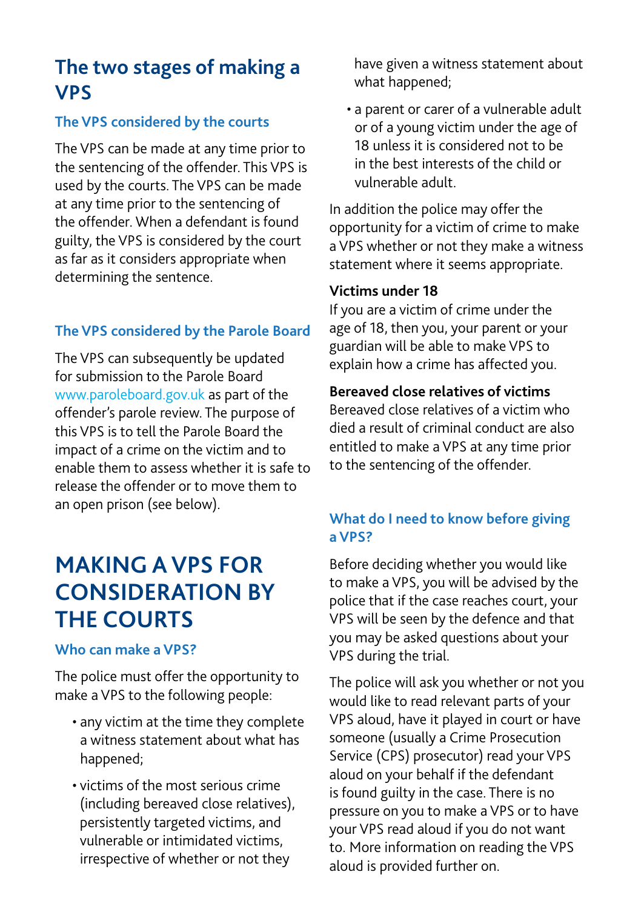## The two stages of making a VPS

### The VPS considered by the courts

The VPS can be made at any time prior to the sentencing of the offender. This VPS is used by the courts. The VPS can be made at any time prior to the sentencing of the offender. When a defendant is found guilty, the VPS is considered by the court as far as it considers appropriate when determining the sentence.

### The VPS considered by the Parole Board

The VPS can subsequently be updated for submission to the Parole Board www.paroleboard.gov.uk as part of the offender's parole review. The purpose of this VPS is to tell the Parole Board the impact of a crime on the victim and to enable them to assess whether it is safe to release the offender or to move them to an open prison (see below).

# MAKING A VPS FOR CONSIDERATION BY THE COURTS

### Who can make a VPS?

The police must offer the opportunity to make a VPS to the following people:

- any victim at the time they complete a witness statement about what has happened;
- victims of the most serious crime (including bereaved close relatives), persistently targeted victims, and vulnerable or intimidated victims, irrespective of whether or not they have given a witness statement about what happened;
- a parent or carer of a vulnerable adult or of a young victim under the age of 18 unless it is considered not to be in the best interests of the child or vulnerable adult.

In addition the police may offer the opportunity for a victim of crime to make a VPS whether or not they make a witness statement where it seems appropriate.

**Victims under 18**
If you are a victim of crime under the age of 18, then you, your parent or your guardian will be able to make VPS to explain how a crime has affected you.

**Bereaved close relatives of victims**
Bereaved close relatives of a victim who died a result of criminal conduct are also entitled to make a VPS at any time prior to the sentencing of the offender.

### What do I need to know before giving a VPS?

Before deciding whether you would like to make a VPS, you will be advised by the police that if the case reaches court, your VPS will be seen by the defence and that you may be asked questions about your VPS during the trial.

The police will ask you whether or not you would like to read relevant parts of your VPS aloud, have it played in court or have someone (usually a Crime Prosecution Service (CPS) prosecutor) read your VPS aloud on your behalf if the defendant is found guilty in the case. There is no pressure on you to make a VPS or to have your VPS read aloud if you do not want to. More information on reading the VPS aloud is provided further on.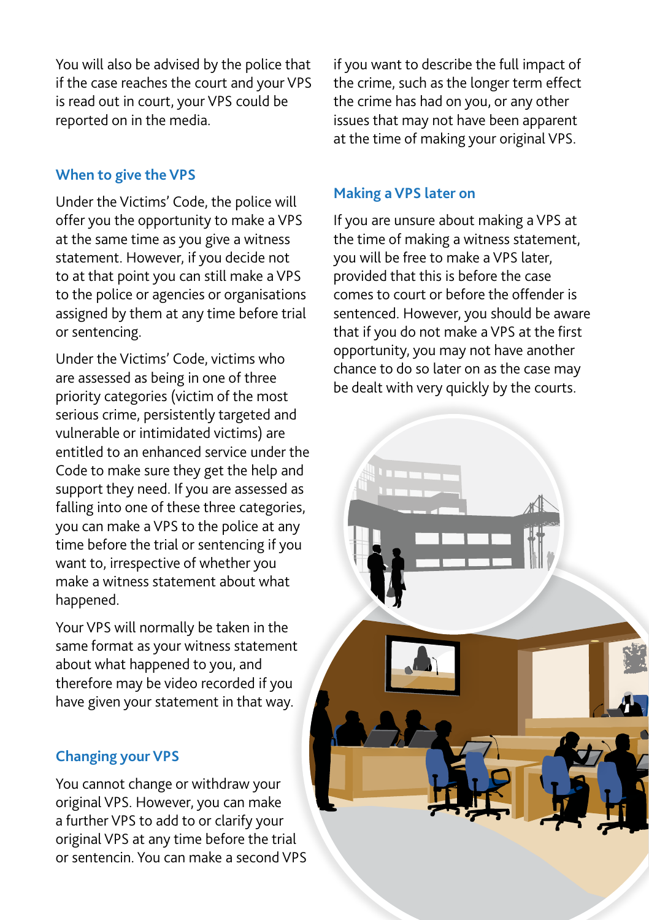You will also be advised by the police that if the case reaches the court and your VPS is read out in court, your VPS could be reported on in the media.

## When to give the VPS

Under the Victims' Code, the police will offer you the opportunity to make a VPS at the same time as you give a witness statement. However, if you decide not to at that point you can still make a VPS to the police or agencies or organisations assigned by them at any time before trial or sentencing.

Under the Victims' Code, victims who are assessed as being in one of three priority categories (victim of the most serious crime, persistently targeted and vulnerable or intimidated victims) are entitled to an enhanced service under the Code to make sure they get the help and support they need. If you are assessed as falling into one of these three categories, you can make a VPS to the police at any time before the trial or sentencing if you want to, irrespective of whether you make a witness statement about what happened.

Your VPS will normally be taken in the same format as your witness statement about what happened to you, and therefore may be video recorded if you have given your statement in that way.

## Changing your VPS

You cannot change or withdraw your original VPS. However, you can make a further VPS to add to or clarify your original VPS at any time before the trial or sentencin. You can make a second VPS if you want to describe the full impact of the crime, such as the longer term effect the crime has had on you, or any other issues that may not have been apparent at the time of making your original VPS.

## Making a VPS later on

If you are unsure about making a VPS at the time of making a witness statement, you will be free to make a VPS later, provided that this is before the case comes to court or before the offender is sentenced. However, you should be aware that if you do not make a VPS at the first opportunity, you may not have another chance to do so later on as the case may be dealt with very quickly by the courts.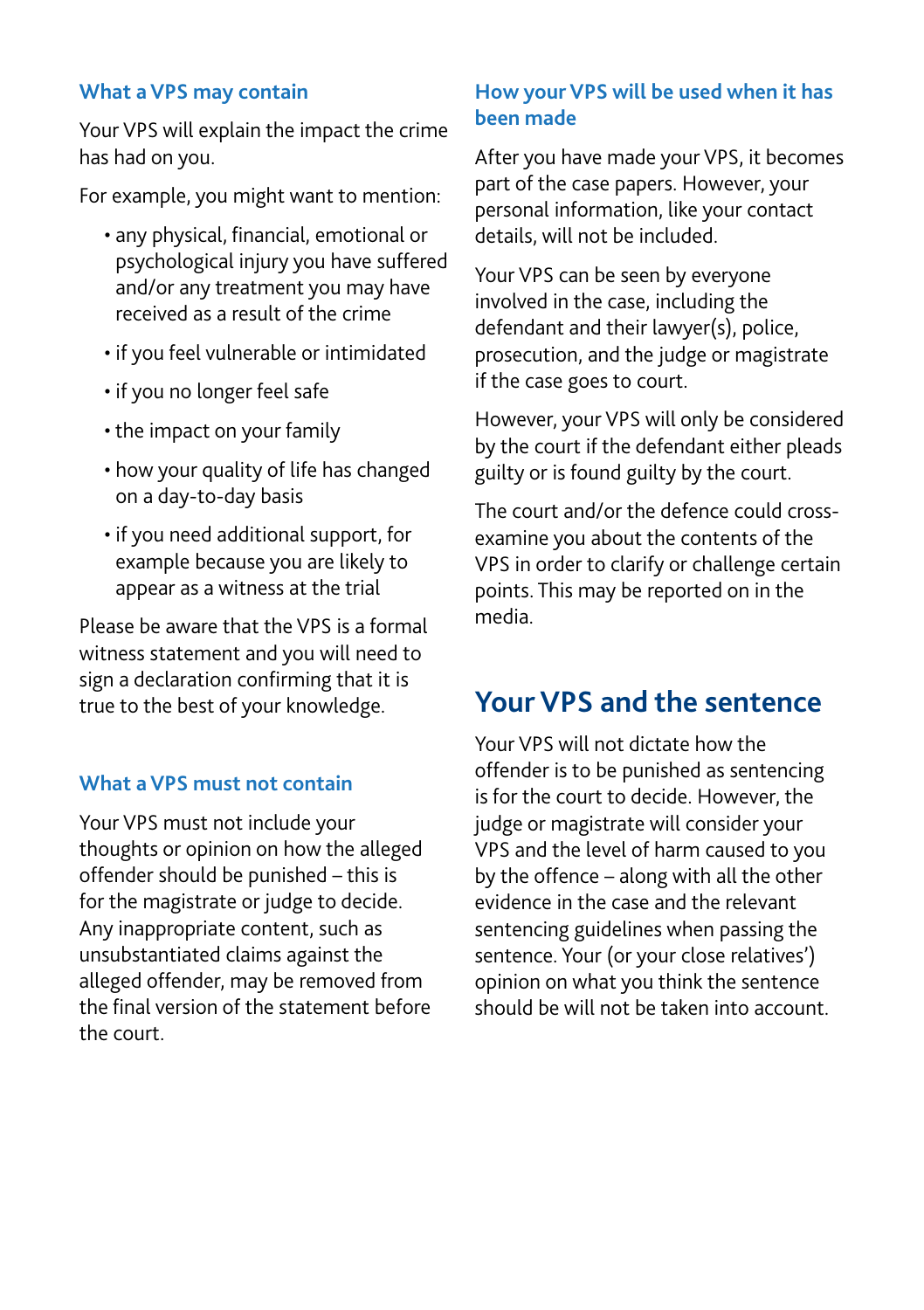### What a VPS may contain

Your VPS will explain the impact the crime has had on you.

For example, you might want to mention:

- any physical, financial, emotional or psychological injury you have suffered and/or any treatment you may have received as a result of the crime
- if you feel vulnerable or intimidated
- if you no longer feel safe
- the impact on your family
- how your quality of life has changed on a day-to-day basis
- if you need additional support, for example because you are likely to appear as a witness at the trial

Please be aware that the VPS is a formal witness statement and you will need to sign a declaration confirming that it is true to the best of your knowledge.

### What a VPS must not contain

Your VPS must not include your thoughts or opinion on how the alleged offender should be punished – this is for the magistrate or judge to decide. Any inappropriate content, such as unsubstantiated claims against the alleged offender, may be removed from the final version of the statement before the court.

### How your VPS will be used when it has been made

After you have made your VPS, it becomes part of the case papers. However, your personal information, like your contact details, will not be included.

Your VPS can be seen by everyone involved in the case, including the defendant and their lawyer(s), police, prosecution, and the judge or magistrate if the case goes to court.

However, your VPS will only be considered by the court if the defendant either pleads guilty or is found guilty by the court.

The court and/or the defence could cross-examine you about the contents of the VPS in order to clarify or challenge certain points. This may be reported on in the media.

## Your VPS and the sentence

Your VPS will not dictate how the offender is to be punished as sentencing is for the court to decide. However, the judge or magistrate will consider your VPS and the level of harm caused to you by the offence – along with all the other evidence in the case and the relevant sentencing guidelines when passing the sentence. Your (or your close relatives') opinion on what you think the sentence should be will not be taken into account.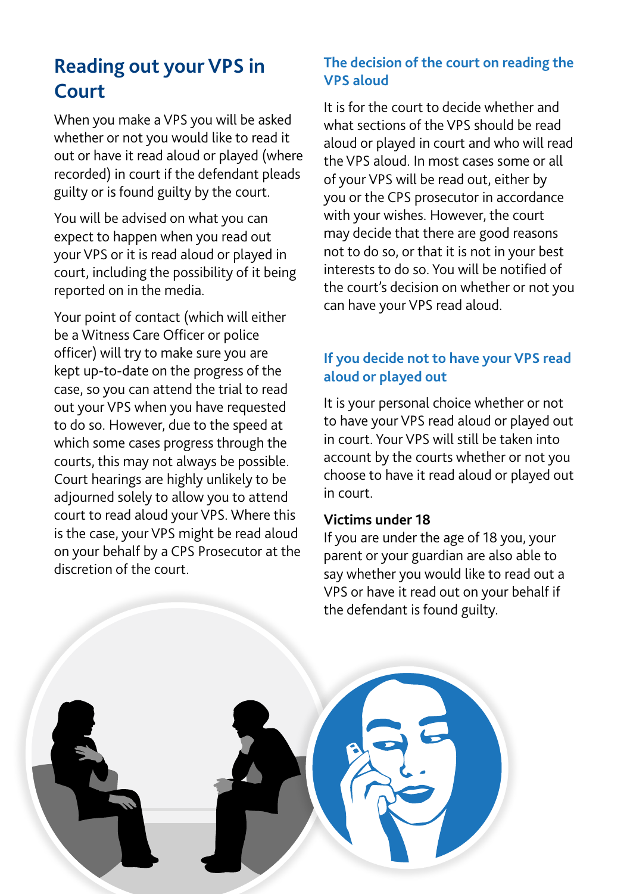## Reading out your VPS in Court

When you make a VPS you will be asked whether or not you would like to read it out or have it read aloud or played (where recorded) in court if the defendant pleads guilty or is found guilty by the court.

You will be advised on what you can expect to happen when you read out your VPS or it is read aloud or played in court, including the possibility of it being reported on in the media.

Your point of contact (which will either be a Witness Care Officer or police officer) will try to make sure you are kept up-to-date on the progress of the case, so you can attend the trial to read out your VPS when you have requested to do so. However, due to the speed at which some cases progress through the courts, this may not always be possible. Court hearings are highly unlikely to be adjourned solely to allow you to attend court to read aloud your VPS. Where this is the case, your VPS might be read aloud on your behalf by a CPS Prosecutor at the discretion of the court.

### The decision of the court on reading the VPS aloud

It is for the court to decide whether and what sections of the VPS should be read aloud or played in court and who will read the VPS aloud. In most cases some or all of your VPS will be read out, either by you or the CPS prosecutor in accordance with your wishes. However, the court may decide that there are good reasons not to do so, or that it is not in your best interests to do so. You will be notified of the court's decision on whether or not you can have your VPS read aloud.

### If you decide not to have your VPS read aloud or played out

It is your personal choice whether or not to have your VPS read aloud or played out in court. Your VPS will still be taken into account by the courts whether or not you choose to have it read aloud or played out in court.

**Victims under 18**

If you are under the age of 18 you, your parent or your guardian are also able to say whether you would like to read out a VPS or have it read out on your behalf if the defendant is found guilty.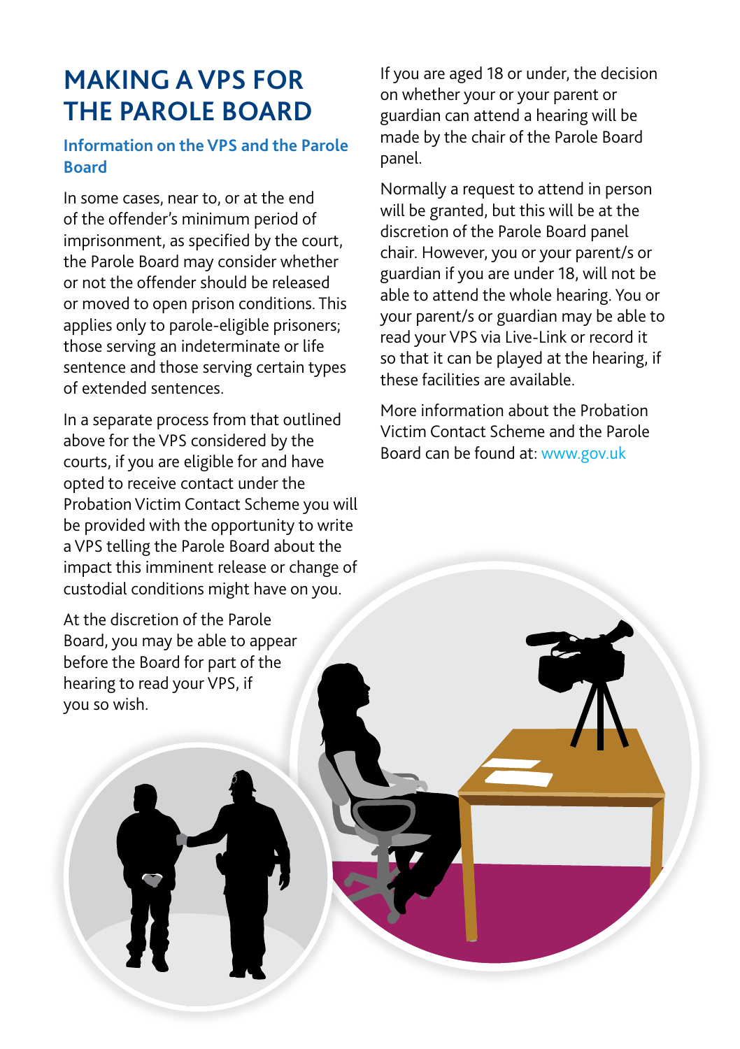# MAKING A VPS FOR THE PAROLE BOARD

## Information on the VPS and the Parole Board

In some cases, near to, or at the end of the offender's minimum period of imprisonment, as specified by the court, the Parole Board may consider whether or not the offender should be released or moved to open prison conditions. This applies only to parole-eligible prisoners; those serving an indeterminate or life sentence and those serving certain types of extended sentences.

In a separate process from that outlined above for the VPS considered by the courts, if you are eligible for and have opted to receive contact under the Probation Victim Contact Scheme you will be provided with the opportunity to write a VPS telling the Parole Board about the impact this imminent release or change of custodial conditions might have on you.

At the discretion of the Parole Board, you may be able to appear before the Board for part of the hearing to read your VPS, if you so wish.

If you are aged 18 or under, the decision on whether your or your parent or guardian can attend a hearing will be made by the chair of the Parole Board panel.

Normally a request to attend in person will be granted, but this will be at the discretion of the Parole Board panel chair. However, you or your parent/s or guardian if you are under 18, will not be able to attend the whole hearing. You or your parent/s or guardian may be able to read your VPS via Live-Link or record it so that it can be played at the hearing, if these facilities are available.

More information about the Probation Victim Contact Scheme and the Parole Board can be found at: www.gov.uk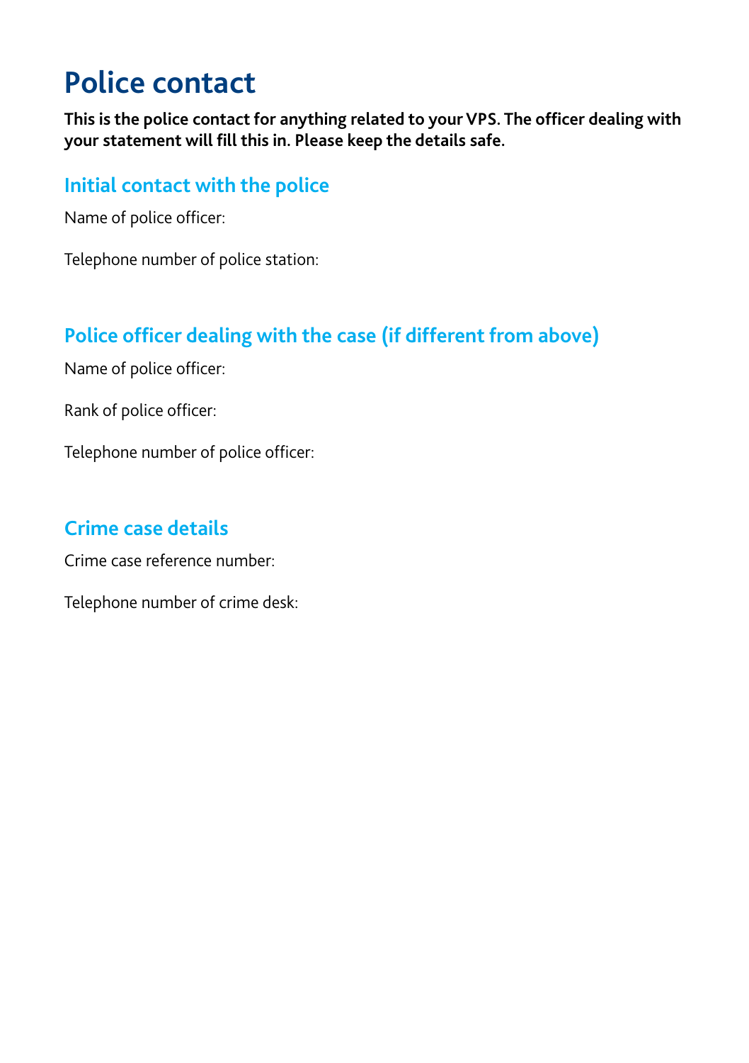# Police contact

**This is the police contact for anything related to your VPS. The officer dealing with your statement will fill this in. Please keep the details safe.**

## Initial contact with the police

Name of police officer:

Telephone number of police station:

## Police officer dealing with the case (if different from above)

Name of police officer:

Rank of police officer:

Telephone number of police officer:

## Crime case details

Crime case reference number:

Telephone number of crime desk: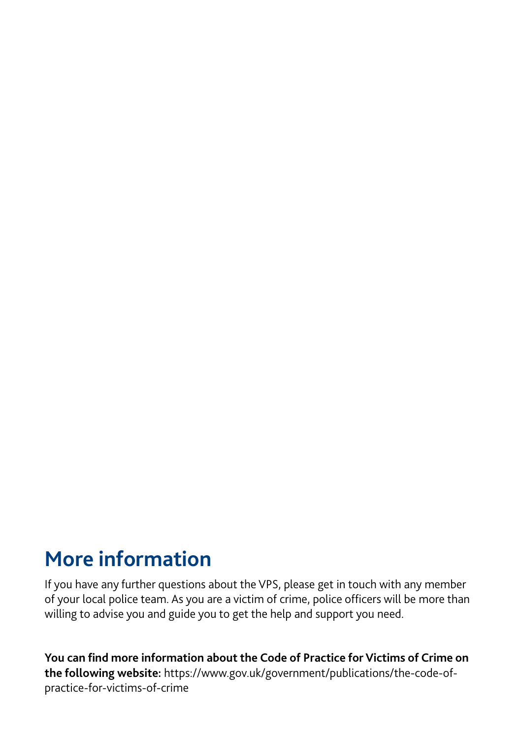## More information

If you have any further questions about the VPS, please get in touch with any member of your local police team. As you are a victim of crime, police officers will be more than willing to advise you and guide you to get the help and support you need.

**You can find more information about the Code of Practice for Victims of Crime on the following website:** https://www.gov.uk/government/publications/the-code-of-practice-for-victims-of-crime